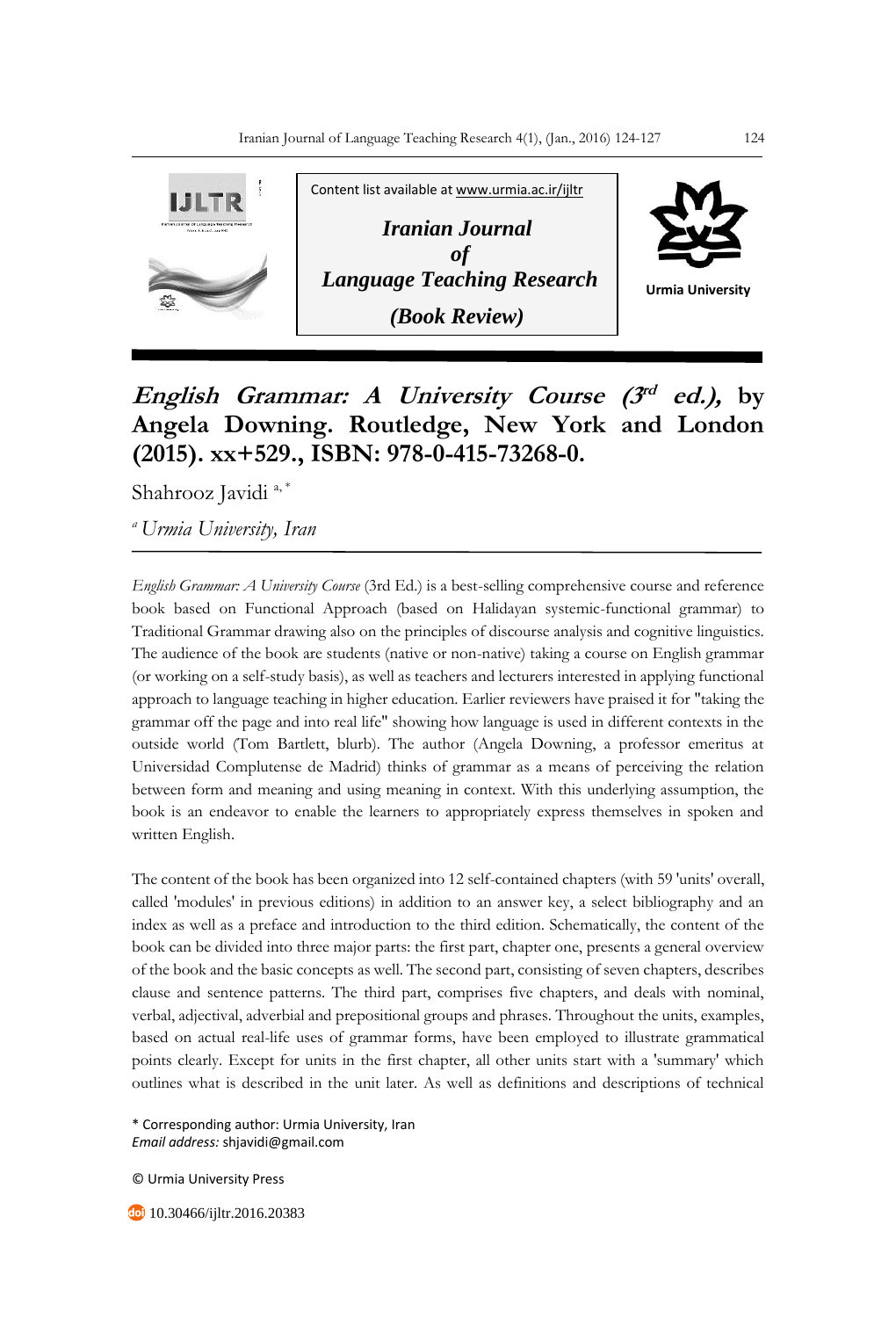Content list available at www.urmia.ac.ir/ijltr

***Iranian Journal of Language Teaching Research***

***(Book Review)***

Urmia University

# *English Grammar: A University Course (3rd ed.),* by Angela Downing. Routledge, New York and London (2015). xx+529., ISBN: 978-0-415-73268-0.

Shahrooz Javidi [a, *]

[a] *Urmia University, Iran*

---

*English Grammar: A University Course* (3rd Ed.) is a best-selling comprehensive course and reference book based on Functional Approach (based on Halidayan systemic-functional grammar) to Traditional Grammar drawing also on the principles of discourse analysis and cognitive linguistics. The audience of the book are students (native or non-native) taking a course on English grammar (or working on a self-study basis), as well as teachers and lecturers interested in applying functional approach to language teaching in higher education. Earlier reviewers have praised it for "taking the grammar off the page and into real life" showing how language is used in different contexts in the outside world (Tom Bartlett, blurb). The author (Angela Downing, a professor emeritus at Universidad Complutense de Madrid) thinks of grammar as a means of perceiving the relation between form and meaning and using meaning in context. With this underlying assumption, the book is an endeavor to enable the learners to appropriately express themselves in spoken and written English.

The content of the book has been organized into 12 self-contained chapters (with 59 'units' overall, called 'modules' in previous editions) in addition to an answer key, a select bibliography and an index as well as a preface and introduction to the third edition. Schematically, the content of the book can be divided into three major parts: the first part, chapter one, presents a general overview of the book and the basic concepts as well. The second part, consisting of seven chapters, describes clause and sentence patterns. The third part, comprises five chapters, and deals with nominal, verbal, adjectival, adverbial and prepositional groups and phrases. Throughout the units, examples, based on actual real-life uses of grammar forms, have been employed to illustrate grammatical points clearly. Except for units in the first chapter, all other units start with a 'summary' which outlines what is described in the unit later. As well as definitions and descriptions of technical

\* Corresponding author: Urmia University, Iran
*Email address:* shjavidi@gmail.com

© Urmia University Press

10.30466/ijltr.2016.20383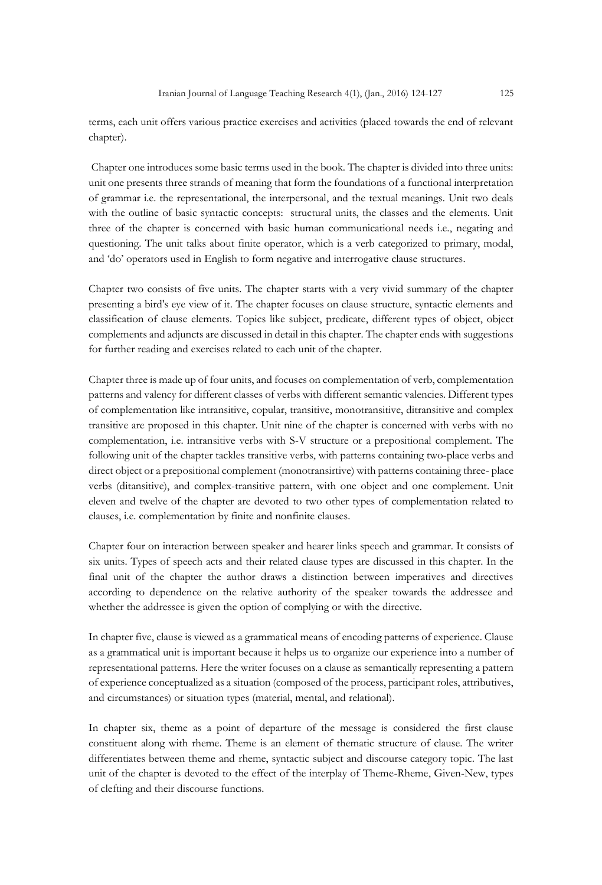terms, each unit offers various practice exercises and activities (placed towards the end of relevant chapter).

Chapter one introduces some basic terms used in the book. The chapter is divided into three units: unit one presents three strands of meaning that form the foundations of a functional interpretation of grammar i.e. the representational, the interpersonal, and the textual meanings. Unit two deals with the outline of basic syntactic concepts: structural units, the classes and the elements. Unit three of the chapter is concerned with basic human communicational needs i.e., negating and questioning. The unit talks about finite operator, which is a verb categorized to primary, modal, and 'do' operators used in English to form negative and interrogative clause structures.

Chapter two consists of five units. The chapter starts with a very vivid summary of the chapter presenting a bird's eye view of it. The chapter focuses on clause structure, syntactic elements and classification of clause elements. Topics like subject, predicate, different types of object, object complements and adjuncts are discussed in detail in this chapter. The chapter ends with suggestions for further reading and exercises related to each unit of the chapter.

Chapter three is made up of four units, and focuses on complementation of verb, complementation patterns and valency for different classes of verbs with different semantic valencies. Different types of complementation like intransitive, copular, transitive, monotransitive, ditransitive and complex transitive are proposed in this chapter. Unit nine of the chapter is concerned with verbs with no complementation, i.e. intransitive verbs with S-V structure or a prepositional complement. The following unit of the chapter tackles transitive verbs, with patterns containing two-place verbs and direct object or a prepositional complement (monotransirtive) with patterns containing three- place verbs (ditansitive), and complex-transitive pattern, with one object and one complement. Unit eleven and twelve of the chapter are devoted to two other types of complementation related to clauses, i.e. complementation by finite and nonfinite clauses.

Chapter four on interaction between speaker and hearer links speech and grammar. It consists of six units. Types of speech acts and their related clause types are discussed in this chapter. In the final unit of the chapter the author draws a distinction between imperatives and directives according to dependence on the relative authority of the speaker towards the addressee and whether the addressee is given the option of complying or with the directive.

In chapter five, clause is viewed as a grammatical means of encoding patterns of experience. Clause as a grammatical unit is important because it helps us to organize our experience into a number of representational patterns. Here the writer focuses on a clause as semantically representing a pattern of experience conceptualized as a situation (composed of the process, participant roles, attributives, and circumstances) or situation types (material, mental, and relational).

In chapter six, theme as a point of departure of the message is considered the first clause constituent along with rheme. Theme is an element of thematic structure of clause. The writer differentiates between theme and rheme, syntactic subject and discourse category topic. The last unit of the chapter is devoted to the effect of the interplay of Theme-Rheme, Given-New, types of clefting and their discourse functions.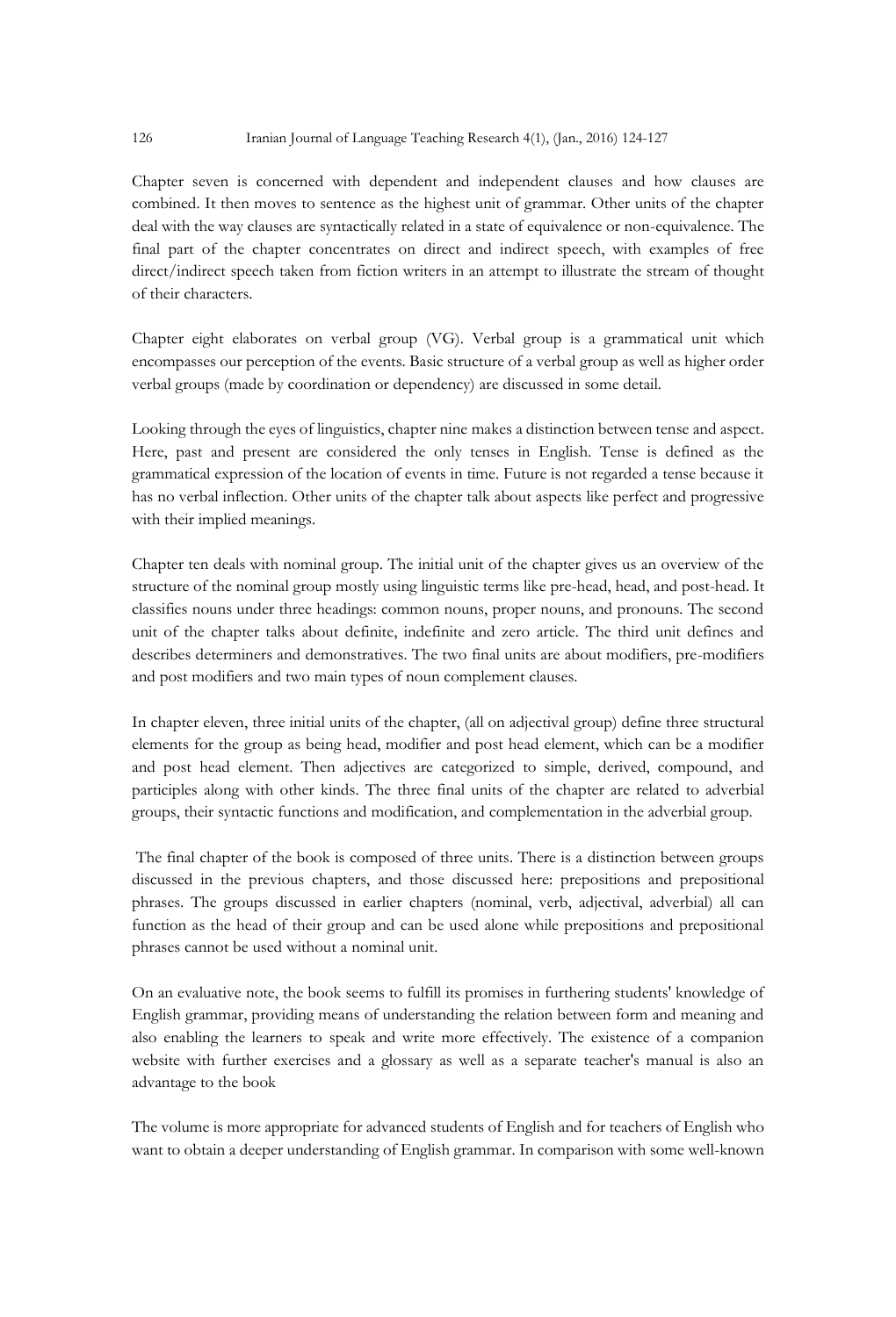Chapter seven is concerned with dependent and independent clauses and how clauses are combined. It then moves to sentence as the highest unit of grammar. Other units of the chapter deal with the way clauses are syntactically related in a state of equivalence or non-equivalence. The final part of the chapter concentrates on direct and indirect speech, with examples of free direct/indirect speech taken from fiction writers in an attempt to illustrate the stream of thought of their characters.

Chapter eight elaborates on verbal group (VG). Verbal group is a grammatical unit which encompasses our perception of the events. Basic structure of a verbal group as well as higher order verbal groups (made by coordination or dependency) are discussed in some detail.

Looking through the eyes of linguistics, chapter nine makes a distinction between tense and aspect. Here, past and present are considered the only tenses in English. Tense is defined as the grammatical expression of the location of events in time. Future is not regarded a tense because it has no verbal inflection. Other units of the chapter talk about aspects like perfect and progressive with their implied meanings.

Chapter ten deals with nominal group. The initial unit of the chapter gives us an overview of the structure of the nominal group mostly using linguistic terms like pre-head, head, and post-head. It classifies nouns under three headings: common nouns, proper nouns, and pronouns. The second unit of the chapter talks about definite, indefinite and zero article. The third unit defines and describes determiners and demonstratives. The two final units are about modifiers, pre-modifiers and post modifiers and two main types of noun complement clauses.

In chapter eleven, three initial units of the chapter, (all on adjectival group) define three structural elements for the group as being head, modifier and post head element, which can be a modifier and post head element. Then adjectives are categorized to simple, derived, compound, and participles along with other kinds. The three final units of the chapter are related to adverbial groups, their syntactic functions and modification, and complementation in the adverbial group.

The final chapter of the book is composed of three units. There is a distinction between groups discussed in the previous chapters, and those discussed here: prepositions and prepositional phrases. The groups discussed in earlier chapters (nominal, verb, adjectival, adverbial) all can function as the head of their group and can be used alone while prepositions and prepositional phrases cannot be used without a nominal unit.

On an evaluative note, the book seems to fulfill its promises in furthering students' knowledge of English grammar, providing means of understanding the relation between form and meaning and also enabling the learners to speak and write more effectively. The existence of a companion website with further exercises and a glossary as well as a separate teacher's manual is also an advantage to the book

The volume is more appropriate for advanced students of English and for teachers of English who want to obtain a deeper understanding of English grammar. In comparison with some well-known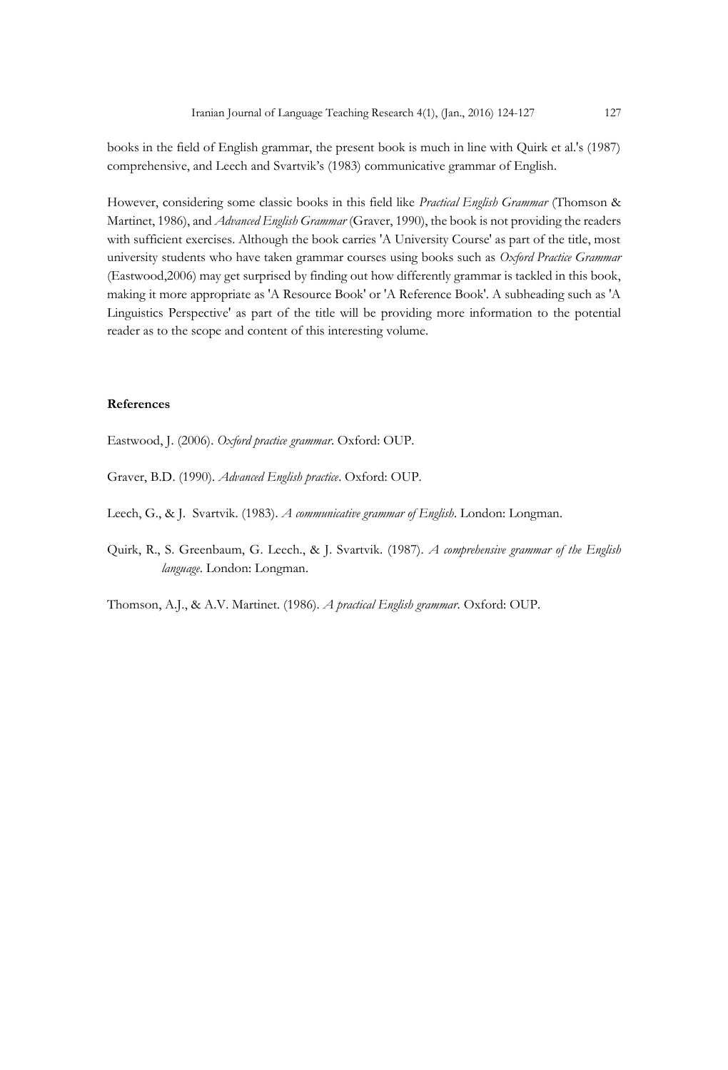books in the field of English grammar, the present book is much in line with Quirk et al.'s (1987) comprehensive, and Leech and Svartvik's (1983) communicative grammar of English.

However, considering some classic books in this field like *Practical English Grammar* (Thomson & Martinet, 1986), and *Advanced English Grammar* (Graver, 1990), the book is not providing the readers with sufficient exercises. Although the book carries 'A University Course' as part of the title, most university students who have taken grammar courses using books such as *Oxford Practice Grammar* (Eastwood,2006) may get surprised by finding out how differently grammar is tackled in this book, making it more appropriate as 'A Resource Book' or 'A Reference Book'. A subheading such as 'A Linguistics Perspective' as part of the title will be providing more information to the potential reader as to the scope and content of this interesting volume.

## References

Eastwood, J. (2006). *Oxford practice grammar*. Oxford: OUP.

Graver, B.D. (1990). *Advanced English practice*. Oxford: OUP.

Leech, G., & J. Svartvik. (1983). *A communicative grammar of English*. London: Longman.

Quirk, R., S. Greenbaum, G. Leech., & J. Svartvik. (1987). *A comprehensive grammar of the English language*. London: Longman.

Thomson, A.J., & A.V. Martinet. (1986). *A practical English grammar*. Oxford: OUP.